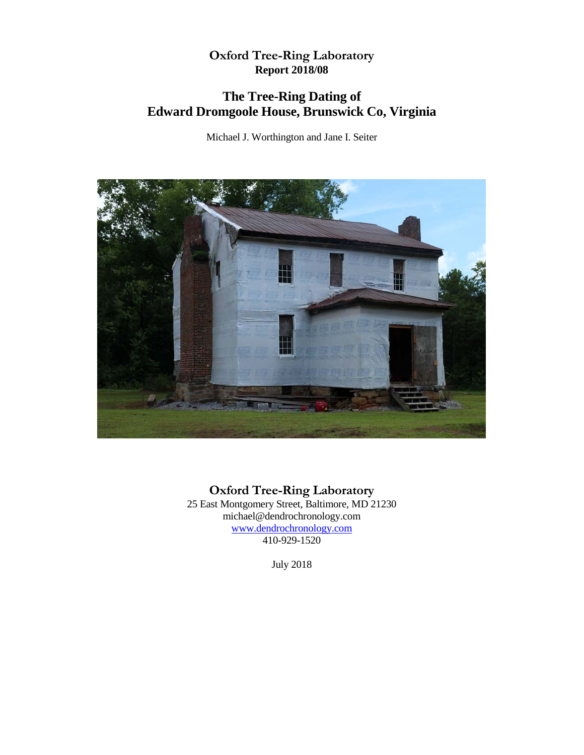**Oxford Tree-Ring Laboratory**
**Report 2018/08**

# The Tree-Ring Dating of Edward Dromgoole House, Brunswick Co, Virginia

Michael J. Worthington and Jane I. Seiter

**Oxford Tree-Ring Laboratory**
25 East Montgomery Street, Baltimore, MD 21230
michael@dendrochronology.com
[www.dendrochronology.com](http://www.dendrochronology.com)
410-929-1520

July 2018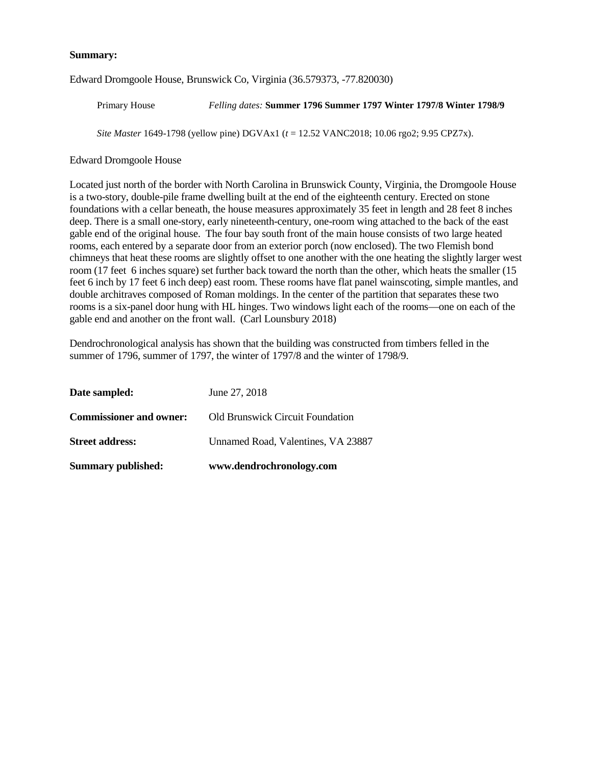**Summary:**

Edward Dromgoole House, Brunswick Co, Virginia (36.579373, -77.820030)

Primary House *Felling dates:* **Summer 1796 Summer 1797 Winter 1797/8 Winter 1798/9**

*Site Master* 1649-1798 (yellow pine) DGVAx1 ($t$ = 12.52 VANC2018; 10.06 rgo2; 9.95 CPZ7x).

Edward Dromgoole House

Located just north of the border with North Carolina in Brunswick County, Virginia, the Dromgoole House is a two-story, double-pile frame dwelling built at the end of the eighteenth century. Erected on stone foundations with a cellar beneath, the house measures approximately 35 feet in length and 28 feet 8 inches deep. There is a small one-story, early nineteenth-century, one-room wing attached to the back of the east gable end of the original house. The four bay south front of the main house consists of two large heated rooms, each entered by a separate door from an exterior porch (now enclosed). The two Flemish bond chimneys that heat these rooms are slightly offset to one another with the one heating the slightly larger west room (17 feet 6 inches square) set further back toward the north than the other, which heats the smaller (15 feet 6 inch by 17 feet 6 inch deep) east room. These rooms have flat panel wainscoting, simple mantles, and double architraves composed of Roman moldings. In the center of the partition that separates these two rooms is a six-panel door hung with HL hinges. Two windows light each of the rooms—one on each of the gable end and another on the front wall. (Carl Lounsbury 2018)

Dendrochronological analysis has shown that the building was constructed from timbers felled in the summer of 1796, summer of 1797, the winter of 1797/8 and the winter of 1798/9.

| | |
|---|---|
| **Date sampled:** | June 27, 2018 |
| **Commissioner and owner:** | Old Brunswick Circuit Foundation |
| **Street address:** | Unamed Road, Valentines, VA 23887 |
| **Summary published:** | **www.dendrochronology.com** |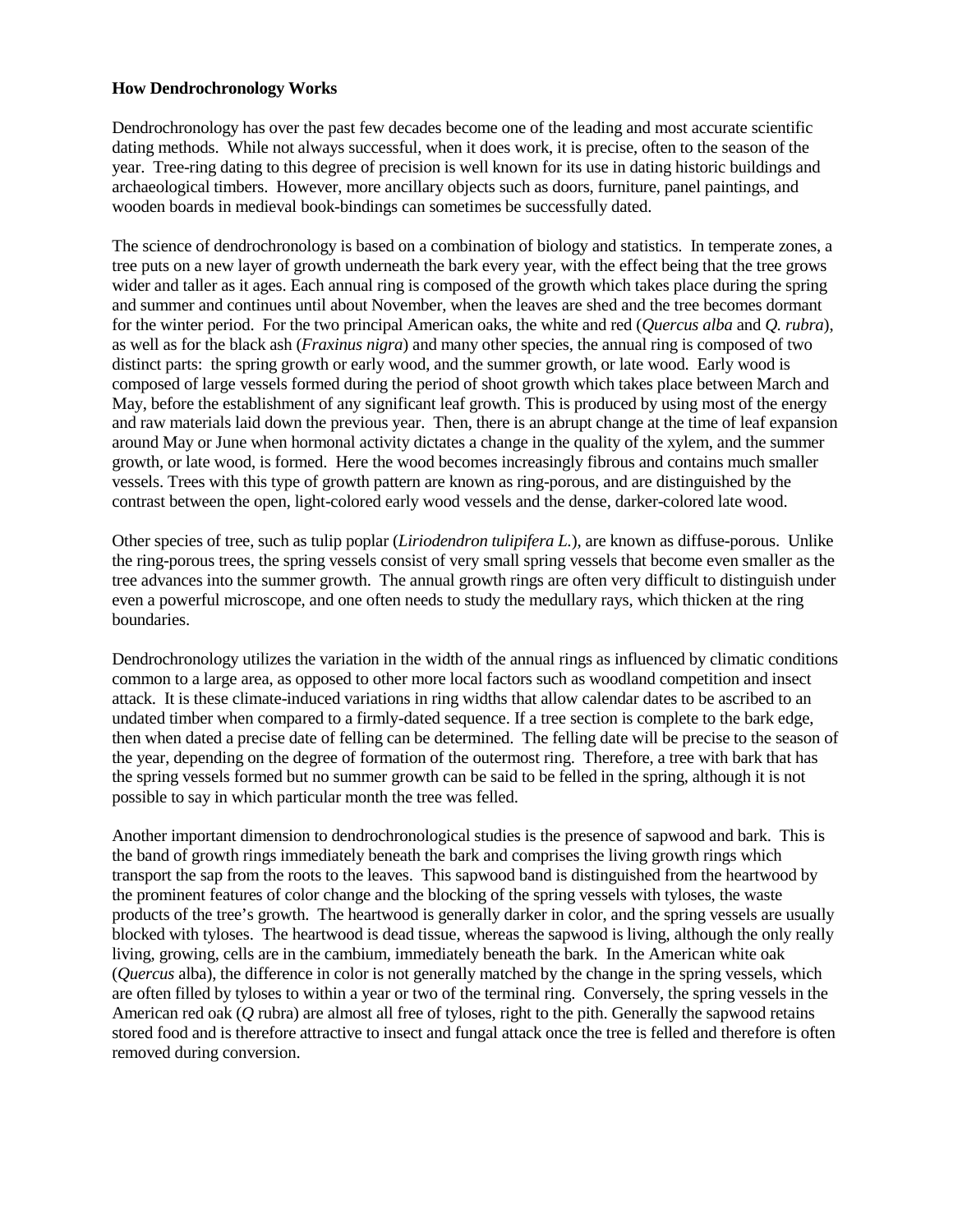**How Dendrochronology Works**

Dendrochronology has over the past few decades become one of the leading and most accurate scientific dating methods. While not always successful, when it does work, it is precise, often to the season of the year. Tree-ring dating to this degree of precision is well known for its use in dating historic buildings and archaeological timbers. However, more ancillary objects such as doors, furniture, panel paintings, and wooden boards in medieval book-bindings can sometimes be successfully dated.

The science of dendrochronology is based on a combination of biology and statistics. In temperate zones, a tree puts on a new layer of growth underneath the bark every year, with the effect being that the tree grows wider and taller as it ages. Each annual ring is composed of the growth which takes place during the spring and summer and continues until about November, when the leaves are shed and the tree becomes dormant for the winter period. For the two principal American oaks, the white and red (*Quercus alba* and *Q. rubra*), as well as for the black ash (*Fraxinus nigra*) and many other species, the annual ring is composed of two distinct parts: the spring growth or early wood, and the summer growth, or late wood. Early wood is composed of large vessels formed during the period of shoot growth which takes place between March and May, before the establishment of any significant leaf growth. This is produced by using most of the energy and raw materials laid down the previous year. Then, there is an abrupt change at the time of leaf expansion around May or June when hormonal activity dictates a change in the quality of the xylem, and the summer growth, or late wood, is formed. Here the wood becomes increasingly fibrous and contains much smaller vessels. Trees with this type of growth pattern are known as ring-porous, and are distinguished by the contrast between the open, light-colored early wood vessels and the dense, darker-colored late wood.

Other species of tree, such as tulip poplar (*Liriodendron tulipifera L.*), are known as diffuse-porous. Unlike the ring-porous trees, the spring vessels consist of very small spring vessels that become even smaller as the tree advances into the summer growth. The annual growth rings are often very difficult to distinguish under even a powerful microscope, and one often needs to study the medullary rays, which thicken at the ring boundaries.

Dendrochronology utilizes the variation in the width of the annual rings as influenced by climatic conditions common to a large area, as opposed to other more local factors such as woodland competition and insect attack. It is these climate-induced variations in ring widths that allow calendar dates to be ascribed to an undated timber when compared to a firmly-dated sequence. If a tree section is complete to the bark edge, then when dated a precise date of felling can be determined. The felling date will be precise to the season of the year, depending on the degree of formation of the outermost ring. Therefore, a tree with bark that has the spring vessels formed but no summer growth can be said to be felled in the spring, although it is not possible to say in which particular month the tree was felled.

Another important dimension to dendrochronological studies is the presence of sapwood and bark. This is the band of growth rings immediately beneath the bark and comprises the living growth rings which transport the sap from the roots to the leaves. This sapwood band is distinguished from the heartwood by the prominent features of color change and the blocking of the spring vessels with tyloses, the waste products of the tree's growth. The heartwood is generally darker in color, and the spring vessels are usually blocked with tyloses. The heartwood is dead tissue, whereas the sapwood is living, although the only really living, growing, cells are in the cambium, immediately beneath the bark. In the American white oak (*Quercus* alba), the difference in color is not generally matched by the change in the spring vessels, which are often filled by tyloses to within a year or two of the terminal ring. Conversely, the spring vessels in the American red oak (*Q* rubra) are almost all free of tyloses, right to the pith. Generally the sapwood retains stored food and is therefore attractive to insect and fungal attack once the tree is felled and therefore is often removed during conversion.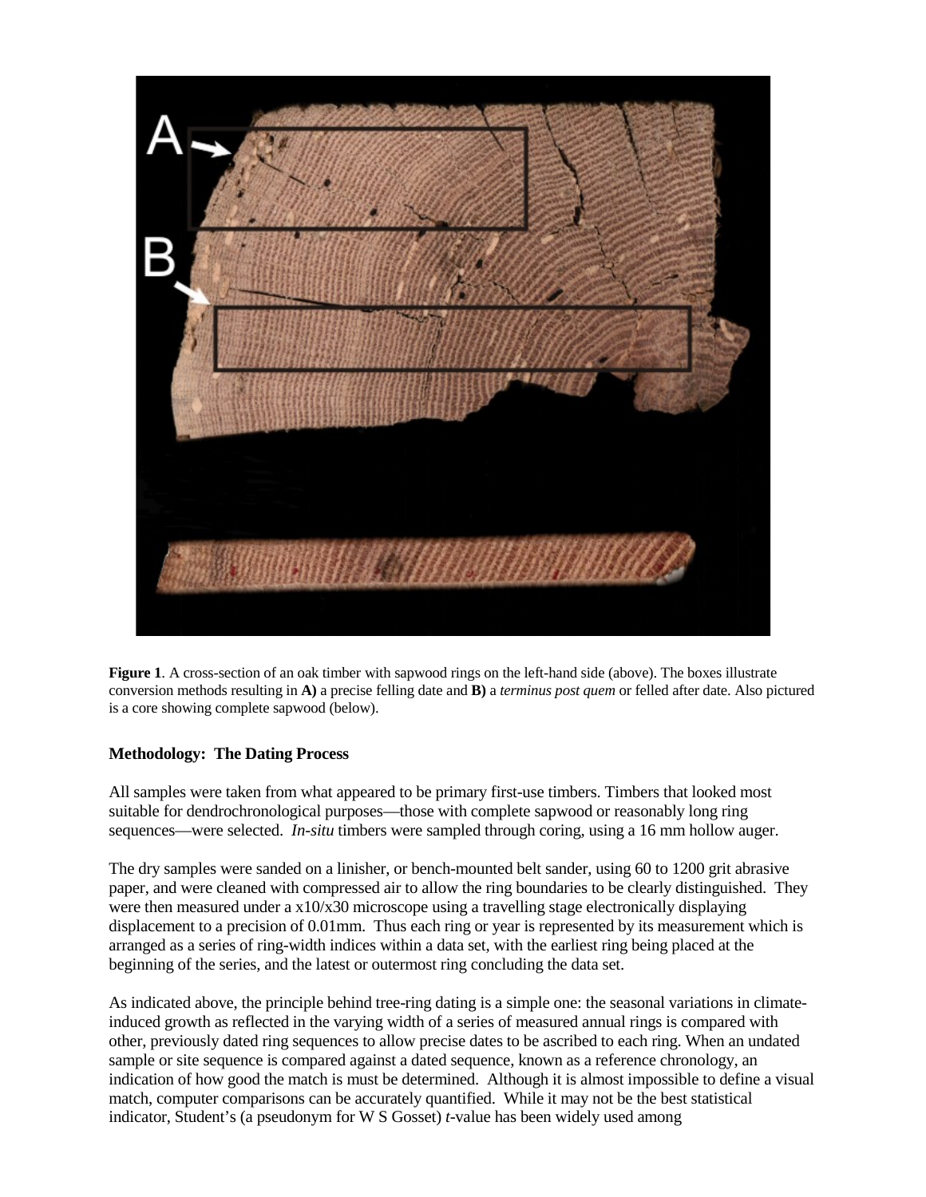**Figure 1**. A cross-section of an oak timber with sapwood rings on the left-hand side (above). The boxes illustrate conversion methods resulting in **A)** a precise felling date and **B)** a *terminus post quem* or felled after date. Also pictured is a core showing complete sapwood (below).

**Methodology: The Dating Process**

All samples were taken from what appeared to be primary first-use timbers. Timbers that looked most suitable for dendrochronological purposes—those with complete sapwood or reasonably long ring sequences—were selected. *In-situ* timbers were sampled through coring, using a 16 mm hollow auger.

The dry samples were sanded on a linisher, or bench-mounted belt sander, using 60 to 1200 grit abrasive paper, and were cleaned with compressed air to allow the ring boundaries to be clearly distinguished. They were then measured under a x10/x30 microscope using a travelling stage electronically displaying displacement to a precision of 0.01mm. Thus each ring or year is represented by its measurement which is arranged as a series of ring-width indices within a data set, with the earliest ring being placed at the beginning of the series, and the latest or outermost ring concluding the data set.

As indicated above, the principle behind tree-ring dating is a simple one: the seasonal variations in climate-induced growth as reflected in the varying width of a series of measured annual rings is compared with other, previously dated ring sequences to allow precise dates to be ascribed to each ring. When an undated sample or site sequence is compared against a dated sequence, known as a reference chronology, an indication of how good the match is must be determined. Although it is almost impossible to define a visual match, computer comparisons can be accurately quantified. While it may not be the best statistical indicator, Student's (a pseudonym for W S Gosset) *t*-value has been widely used among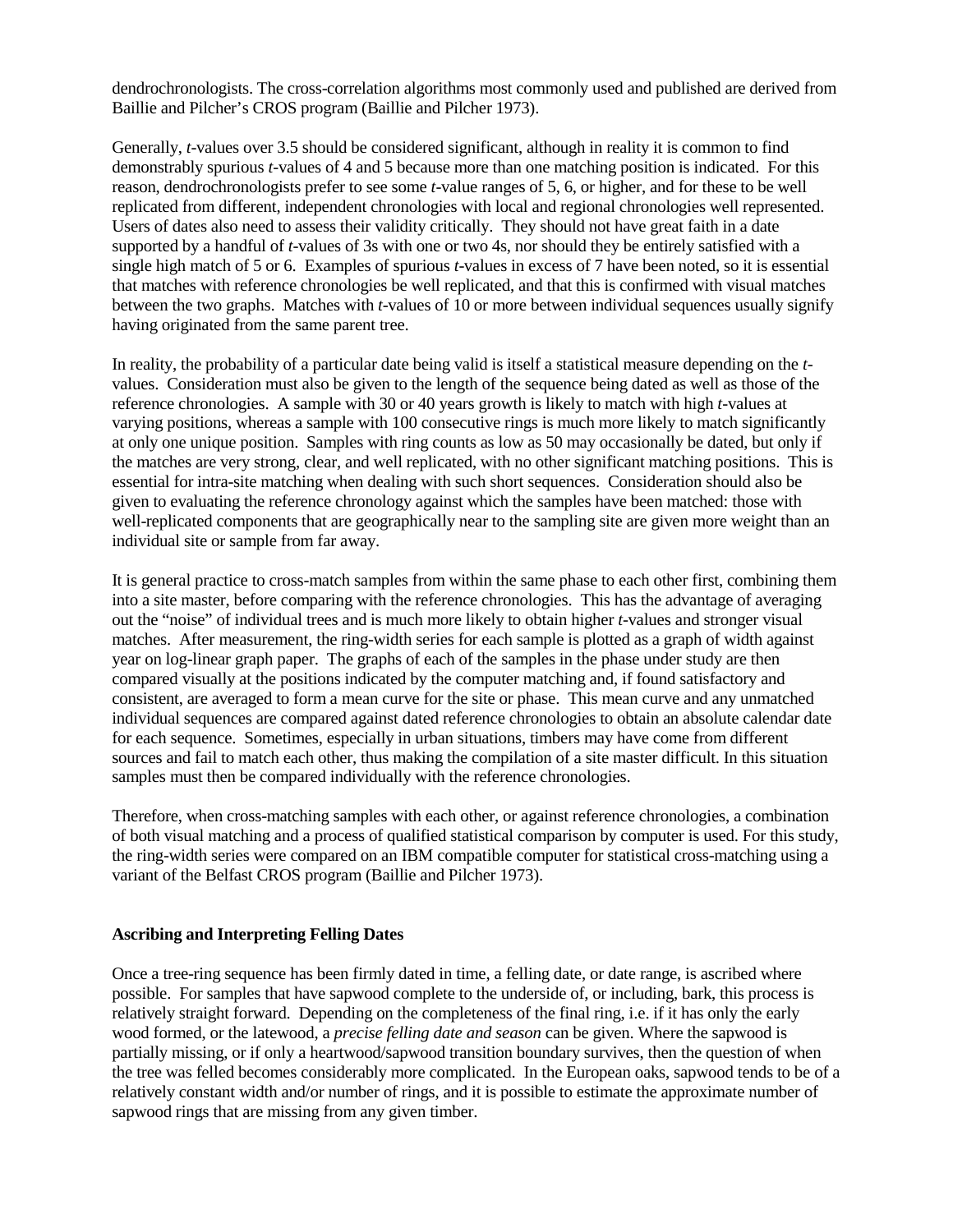dendrochronologists. The cross-correlation algorithms most commonly used and published are derived from Baillie and Pilcher's CROS program (Baillie and Pilcher 1973).

Generally, *t*-values over 3.5 should be considered significant, although in reality it is common to find demonstrably spurious *t*-values of 4 and 5 because more than one matching position is indicated. For this reason, dendrochronologists prefer to see some *t*-value ranges of 5, 6, or higher, and for these to be well replicated from different, independent chronologies with local and regional chronologies well represented. Users of dates also need to assess their validity critically. They should not have great faith in a date supported by a handful of *t*-values of 3s with one or two 4s, nor should they be entirely satisfied with a single high match of 5 or 6. Examples of spurious *t*-values in excess of 7 have been noted, so it is essential that matches with reference chronologies be well replicated, and that this is confirmed with visual matches between the two graphs. Matches with *t*-values of 10 or more between individual sequences usually signify having originated from the same parent tree.

In reality, the probability of a particular date being valid is itself a statistical measure depending on the *t*-values. Consideration must also be given to the length of the sequence being dated as well as those of the reference chronologies. A sample with 30 or 40 years growth is likely to match with high *t*-values at varying positions, whereas a sample with 100 consecutive rings is much more likely to match significantly at only one unique position. Samples with ring counts as low as 50 may occasionally be dated, but only if the matches are very strong, clear, and well replicated, with no other significant matching positions. This is essential for intra-site matching when dealing with such short sequences. Consideration should also be given to evaluating the reference chronology against which the samples have been matched: those with well-replicated components that are geographically near to the sampling site are given more weight than an individual site or sample from far away.

It is general practice to cross-match samples from within the same phase to each other first, combining them into a site master, before comparing with the reference chronologies. This has the advantage of averaging out the "noise" of individual trees and is much more likely to obtain higher *t*-values and stronger visual matches. After measurement, the ring-width series for each sample is plotted as a graph of width against year on log-linear graph paper. The graphs of each of the samples in the phase under study are then compared visually at the positions indicated by the computer matching and, if found satisfactory and consistent, are averaged to form a mean curve for the site or phase. This mean curve and any unmatched individual sequences are compared against dated reference chronologies to obtain an absolute calendar date for each sequence. Sometimes, especially in urban situations, timbers may have come from different sources and fail to match each other, thus making the compilation of a site master difficult. In this situation samples must then be compared individually with the reference chronologies.

Therefore, when cross-matching samples with each other, or against reference chronologies, a combination of both visual matching and a process of qualified statistical comparison by computer is used. For this study, the ring-width series were compared on an IBM compatible computer for statistical cross-matching using a variant of the Belfast CROS program (Baillie and Pilcher 1973).

**Ascribing and Interpreting Felling Dates**

Once a tree-ring sequence has been firmly dated in time, a felling date, or date range, is ascribed where possible. For samples that have sapwood complete to the underside of, or including, bark, this process is relatively straight forward. Depending on the completeness of the final ring, i.e. if it has only the early wood formed, or the latewood, a *precise felling date and season* can be given. Where the sapwood is partially missing, or if only a heartwood/sapwood transition boundary survives, then the question of when the tree was felled becomes considerably more complicated. In the European oaks, sapwood tends to be of a relatively constant width and/or number of rings, and it is possible to estimate the approximate number of sapwood rings that are missing from any given timber.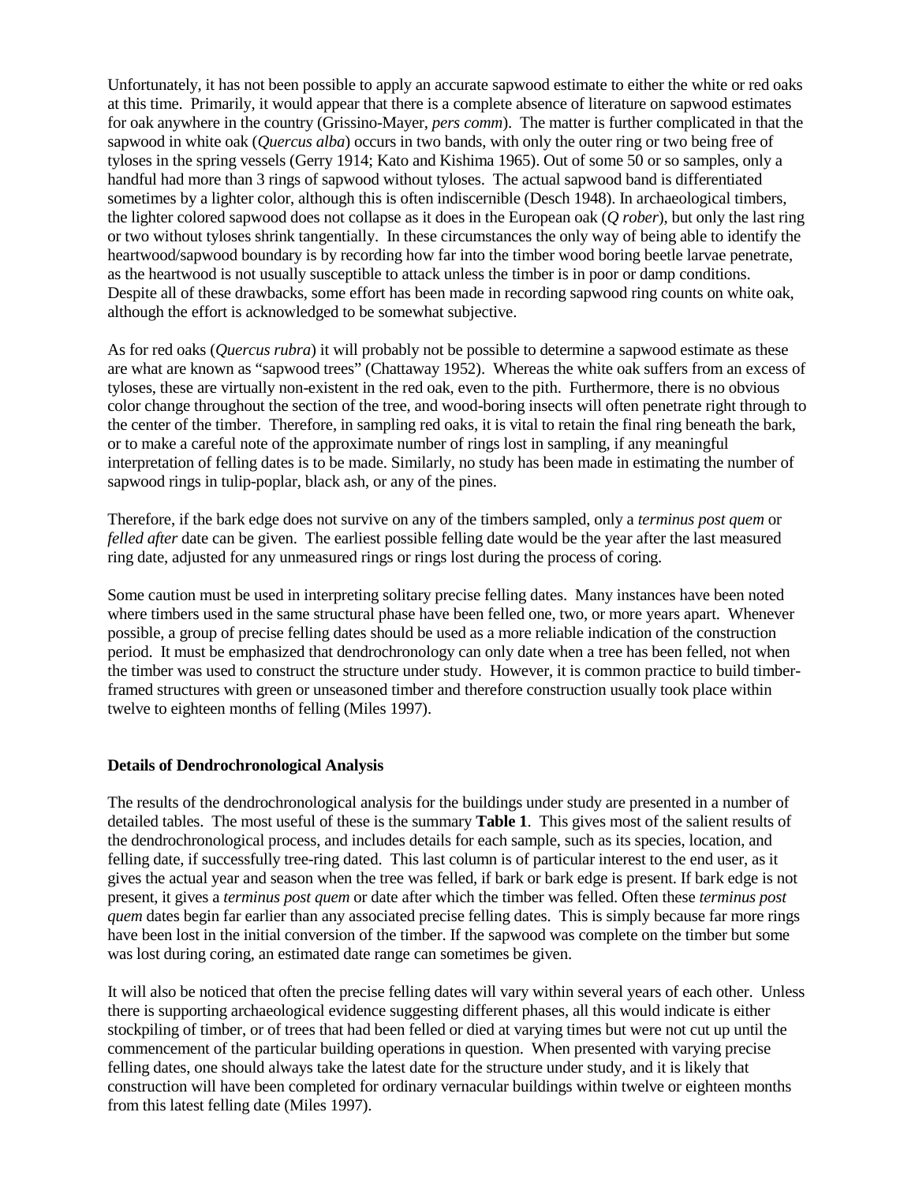Unfortunately, it has not been possible to apply an accurate sapwood estimate to either the white or red oaks at this time. Primarily, it would appear that there is a complete absence of literature on sapwood estimates for oak anywhere in the country (Grissino-Mayer, *pers comm*). The matter is further complicated in that the sapwood in white oak (*Quercus alba*) occurs in two bands, with only the outer ring or two being free of tyloses in the spring vessels (Gerry 1914; Kato and Kishima 1965). Out of some 50 or so samples, only a handful had more than 3 rings of sapwood without tyloses. The actual sapwood band is differentiated sometimes by a lighter color, although this is often indiscernible (Desch 1948). In archaeological timbers, the lighter colored sapwood does not collapse as it does in the European oak (*Q rober*), but only the last ring or two without tyloses shrink tangentially. In these circumstances the only way of being able to identify the heartwood/sapwood boundary is by recording how far into the timber wood boring beetle larvae penetrate, as the heartwood is not usually susceptible to attack unless the timber is in poor or damp conditions. Despite all of these drawbacks, some effort has been made in recording sapwood ring counts on white oak, although the effort is acknowledged to be somewhat subjective.

As for red oaks (*Quercus rubra*) it will probably not be possible to determine a sapwood estimate as these are what are known as "sapwood trees" (Chattaway 1952). Whereas the white oak suffers from an excess of tyloses, these are virtually non-existent in the red oak, even to the pith. Furthermore, there is no obvious color change throughout the section of the tree, and wood-boring insects will often penetrate right through to the center of the timber. Therefore, in sampling red oaks, it is vital to retain the final ring beneath the bark, or to make a careful note of the approximate number of rings lost in sampling, if any meaningful interpretation of felling dates is to be made. Similarly, no study has been made in estimating the number of sapwood rings in tulip-poplar, black ash, or any of the pines.

Therefore, if the bark edge does not survive on any of the timbers sampled, only a *terminus post quem* or *felled after* date can be given. The earliest possible felling date would be the year after the last measured ring date, adjusted for any unmeasured rings or rings lost during the process of coring.

Some caution must be used in interpreting solitary precise felling dates. Many instances have been noted where timbers used in the same structural phase have been felled one, two, or more years apart. Whenever possible, a group of precise felling dates should be used as a more reliable indication of the construction period. It must be emphasized that dendrochronology can only date when a tree has been felled, not when the timber was used to construct the structure under study. However, it is common practice to build timber-framed structures with green or unseasoned timber and therefore construction usually took place within twelve to eighteen months of felling (Miles 1997).

### Details of Dendrochronological Analysis

The results of the dendrochronological analysis for the buildings under study are presented in a number of detailed tables. The most useful of these is the summary **Table 1**. This gives most of the salient results of the dendrochronological process, and includes details for each sample, such as its species, location, and felling date, if successfully tree-ring dated. This last column is of particular interest to the end user, as it gives the actual year and season when the tree was felled, if bark or bark edge is present. If bark edge is not present, it gives a *terminus post quem* or date after which the timber was felled. Often these *terminus post quem* dates begin far earlier than any associated precise felling dates. This is simply because far more rings have been lost in the initial conversion of the timber. If the sapwood was complete on the timber but some was lost during coring, an estimated date range can sometimes be given.

It will also be noticed that often the precise felling dates will vary within several years of each other. Unless there is supporting archaeological evidence suggesting different phases, all this would indicate is either stockpiling of timber, or of trees that had been felled or died at varying times but were not cut up until the commencement of the particular building operations in question. When presented with varying precise felling dates, one should always take the latest date for the structure under study, and it is likely that construction will have been completed for ordinary vernacular buildings within twelve or eighteen months from this latest felling date (Miles 1997).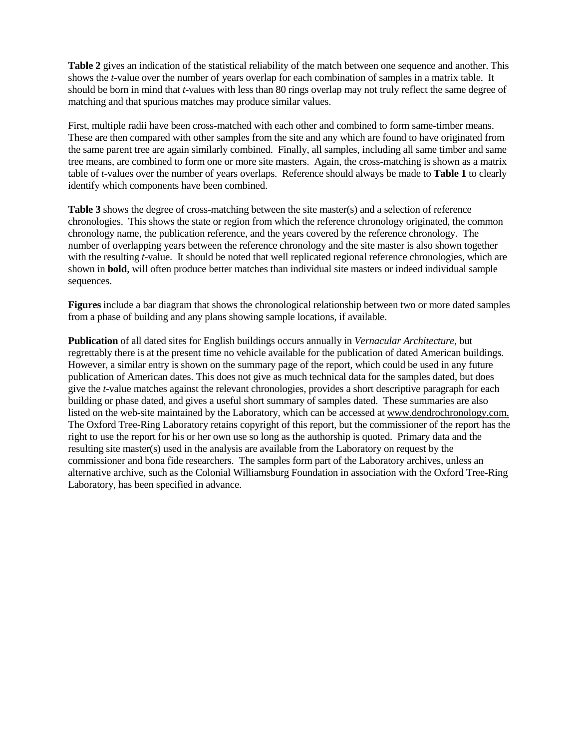**Table 2** gives an indication of the statistical reliability of the match between one sequence and another. This shows the *t*-value over the number of years overlap for each combination of samples in a matrix table. It should be born in mind that *t*-values with less than 80 rings overlap may not truly reflect the same degree of matching and that spurious matches may produce similar values.

First, multiple radii have been cross-matched with each other and combined to form same-timber means. These are then compared with other samples from the site and any which are found to have originated from the same parent tree are again similarly combined. Finally, all samples, including all same timber and same tree means, are combined to form one or more site masters. Again, the cross-matching is shown as a matrix table of *t*-values over the number of years overlaps. Reference should always be made to **Table 1** to clearly identify which components have been combined.

**Table 3** shows the degree of cross-matching between the site master(s) and a selection of reference chronologies. This shows the state or region from which the reference chronology originated, the common chronology name, the publication reference, and the years covered by the reference chronology. The number of overlapping years between the reference chronology and the site master is also shown together with the resulting *t*-value. It should be noted that well replicated regional reference chronologies, which are shown in **bold**, will often produce better matches than individual site masters or indeed individual sample sequences.

**Figures** include a bar diagram that shows the chronological relationship between two or more dated samples from a phase of building and any plans showing sample locations, if available.

**Publication** of all dated sites for English buildings occurs annually in *Vernacular Architecture*, but regrettably there is at the present time no vehicle available for the publication of dated American buildings. However, a similar entry is shown on the summary page of the report, which could be used in any future publication of American dates. This does not give as much technical data for the samples dated, but does give the *t*-value matches against the relevant chronologies, provides a short descriptive paragraph for each building or phase dated, and gives a useful short summary of samples dated. These summaries are also listed on the web-site maintained by the Laboratory, which can be accessed at www.dendrochronology.com. The Oxford Tree-Ring Laboratory retains copyright of this report, but the commissioner of the report has the right to use the report for his or her own use so long as the authorship is quoted. Primary data and the resulting site master(s) used in the analysis are available from the Laboratory on request by the commissioner and bona fide researchers. The samples form part of the Laboratory archives, unless an alternative archive, such as the Colonial Williamsburg Foundation in association with the Oxford Tree-Ring Laboratory, has been specified in advance.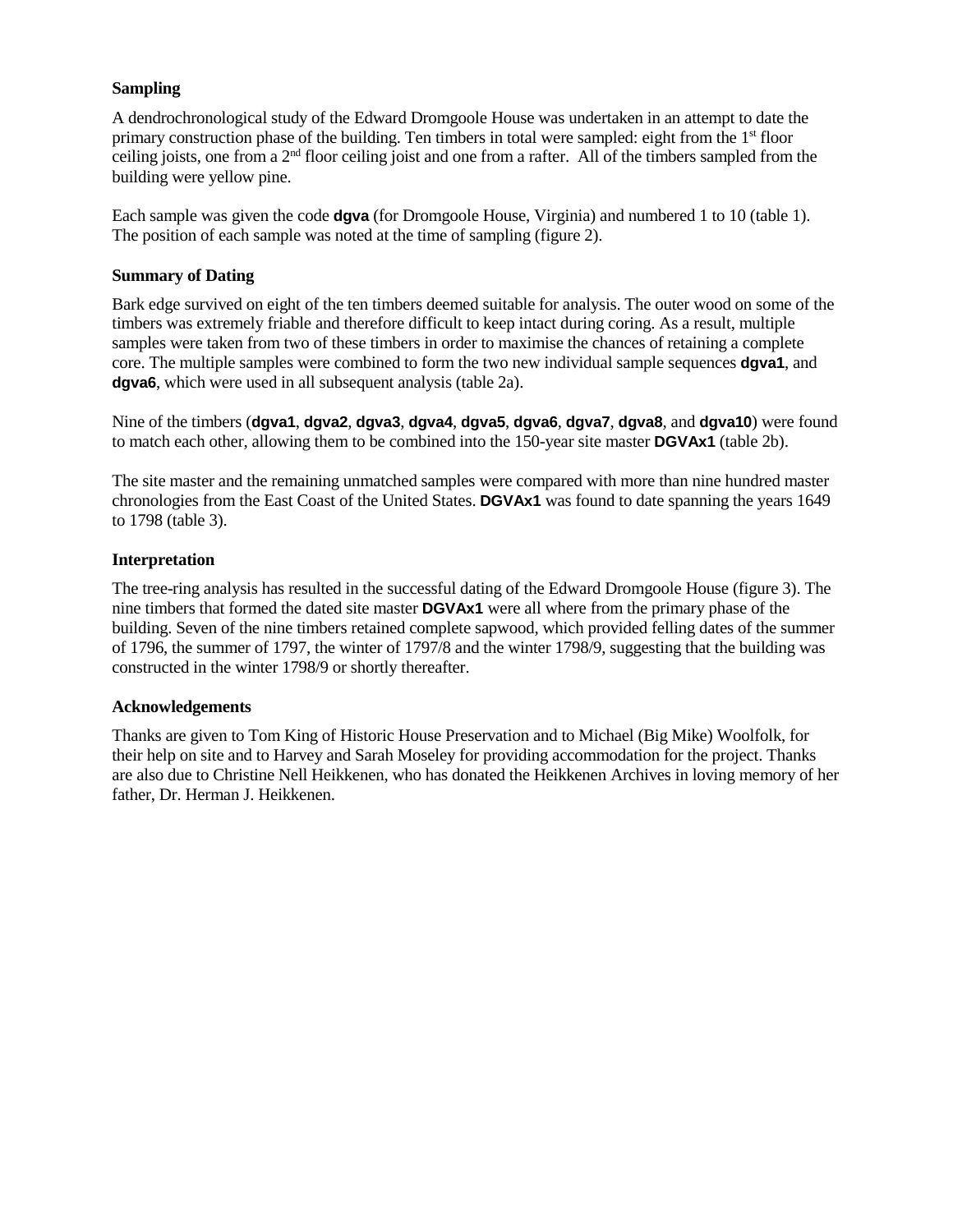### Sampling

A dendrochronological study of the Edward Dromgoole House was undertaken in an attempt to date the primary construction phase of the building. Ten timbers in total were sampled: eight from the 1st floor ceiling joists, one from a 2nd floor ceiling joist and one from a rafter. All of the timbers sampled from the building were yellow pine.

Each sample was given the code **dgva** (for Dromgoole House, Virginia) and numbered 1 to 10 (table 1). The position of each sample was noted at the time of sampling (figure 2).

### Summary of Dating

Bark edge survived on eight of the ten timbers deemed suitable for analysis. The outer wood on some of the timbers was extremely friable and therefore difficult to keep intact during coring. As a result, multiple samples were taken from two of these timbers in order to maximise the chances of retaining a complete core. The multiple samples were combined to form the two new individual sample sequences **dgva1**, and **dgva6**, which were used in all subsequent analysis (table 2a).

Nine of the timbers (**dgva1**, **dgva2**, **dgva3**, **dgva4**, **dgva5**, **dgva6**, **dgva7**, **dgva8**, and **dgva10**) were found to match each other, allowing them to be combined into the 150-year site master **DGVAx1** (table 2b).

The site master and the remaining unmatched samples were compared with more than nine hundred master chronologies from the East Coast of the United States. **DGVAx1** was found to date spanning the years 1649 to 1798 (table 3).

### Interpretation

The tree-ring analysis has resulted in the successful dating of the Edward Dromgoole House (figure 3). The nine timbers that formed the dated site master **DGVAx1** were all where from the primary phase of the building. Seven of the nine timbers retained complete sapwood, which provided felling dates of the summer of 1796, the summer of 1797, the winter of 1797/8 and the winter 1798/9, suggesting that the building was constructed in the winter 1798/9 or shortly thereafter.

### Acknowledgements

Thanks are given to Tom King of Historic House Preservation and to Michael (Big Mike) Woolfolk, for their help on site and to Harvey and Sarah Moseley for providing accommodation for the project. Thanks are also due to Christine Nell Heikkenen, who has donated the Heikkenen Archives in loving memory of her father, Dr. Herman J. Heikkenen.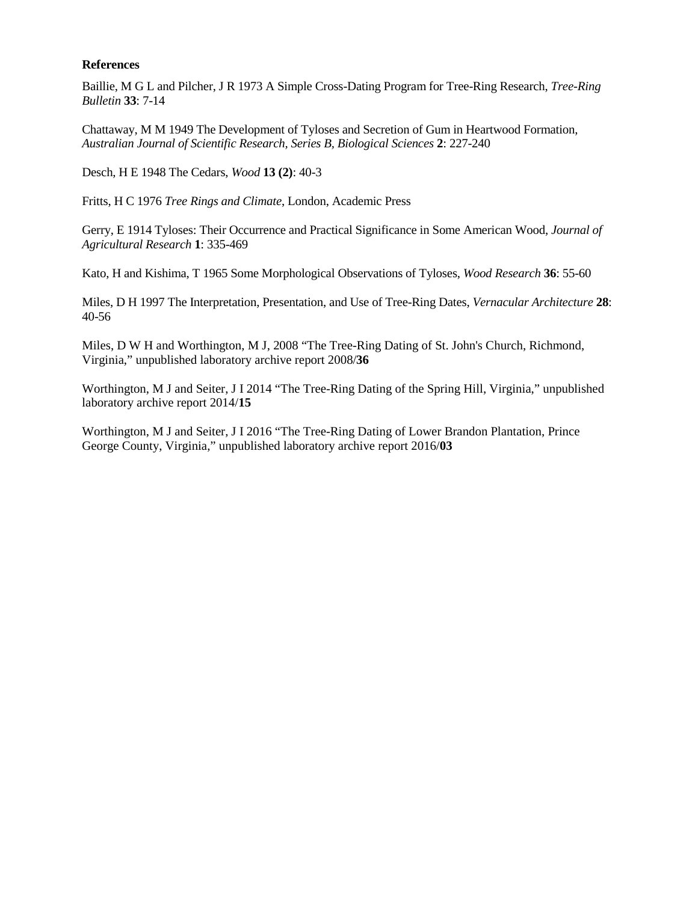**References**

Baillie, M G L and Pilcher, J R 1973 A Simple Cross-Dating Program for Tree-Ring Research, *Tree-Ring Bulletin* **33**: 7-14

Chattaway, M M 1949 The Development of Tyloses and Secretion of Gum in Heartwood Formation, *Australian Journal of Scientific Research, Series B, Biological Sciences* **2**: 227-240

Desch, H E 1948 The Cedars, *Wood* **13 (2)**: 40-3

Fritts, H C 1976 *Tree Rings and Climate*, London, Academic Press

Gerry, E 1914 Tyloses: Their Occurrence and Practical Significance in Some American Wood, *Journal of Agricultural Research* **1**: 335-469

Kato, H and Kishima, T 1965 Some Morphological Observations of Tyloses, *Wood Research* **36**: 55-60

Miles, D H 1997 The Interpretation, Presentation, and Use of Tree-Ring Dates, *Vernacular Architecture* **28**: 40-56

Miles, D W H and Worthington, M J, 2008 "The Tree-Ring Dating of St. John's Church, Richmond, Virginia," unpublished laboratory archive report 2008/**36**

Worthington, M J and Seiter, J I 2014 "The Tree-Ring Dating of the Spring Hill, Virginia," unpublished laboratory archive report 2014/**15**

Worthington, M J and Seiter, J I 2016 "The Tree-Ring Dating of Lower Brandon Plantation, Prince George County, Virginia," unpublished laboratory archive report 2016/**03**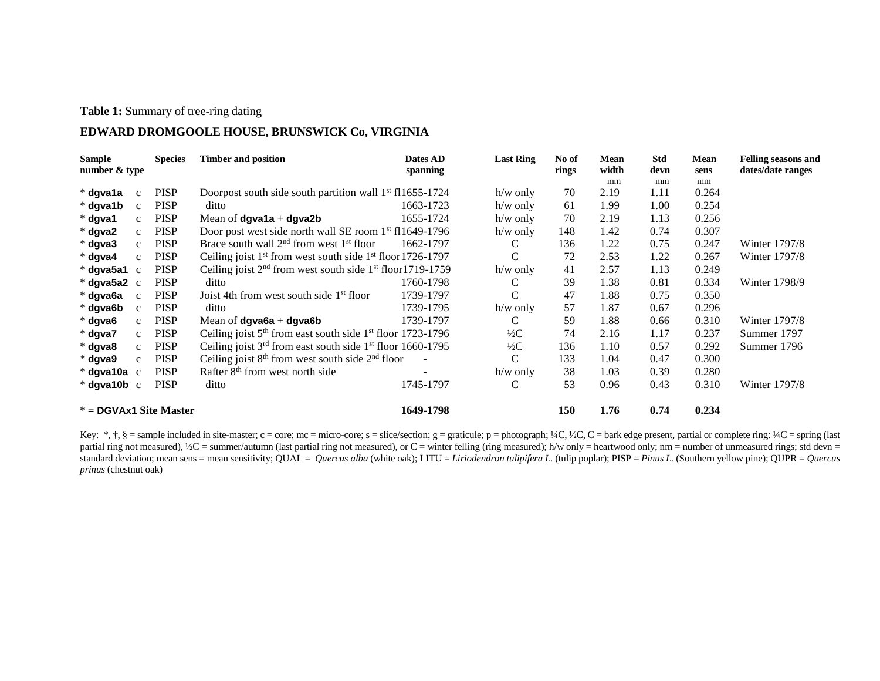**Table 1:** Summary of tree-ring dating

**EDWARD DROMGOOLE HOUSE, BRUNSWICK Co, VIRGINIA**

| Sample number & type | | Species | Timber and position | Dates AD spanning | Last Ring | No of rings | Mean width mm | Std devn mm | Mean sens mm | Felling seasons and dates/date ranges |
|---|---|---|---|---|---|---|---|---|---|---|
| * **dgva1a** | c | PISP | Doorpost south side south partition wall 1st fl | 1655-1724 | h/w only | 70 | 2.19 | 1.11 | 0.264 | |
| * **dgva1b** | c | PISP | ditto | 1663-1723 | h/w only | 61 | 1.99 | 1.00 | 0.254 | |
| * **dgva1** | c | PISP | Mean of **dgva1a** + **dgva2b** | 1655-1724 | h/w only | 70 | 2.19 | 1.13 | 0.256 | |
| * **dgva2** | c | PISP | Door post west side north wall SE room 1st fl | 1649-1796 | h/w only | 148 | 1.42 | 0.74 | 0.307 | |
| * **dgva3** | c | PISP | Brace south wall 2nd from west 1st floor | 1662-1797 | C | 136 | 1.22 | 0.75 | 0.247 | Winter 1797/8 |
| * **dgva4** | c | PISP | Ceiling joist 1st from west south side 1st floor | 1726-1797 | C | 72 | 2.53 | 1.22 | 0.267 | Winter 1797/8 |
| * **dgva5a1** | c | PISP | Ceiling joist 2nd from west south side 1st floor | 1719-1759 | h/w only | 41 | 2.57 | 1.13 | 0.249 | |
| * **dgva5a2** | c | PISP | ditto | 1760-1798 | C | 39 | 1.38 | 0.81 | 0.334 | Winter 1798/9 |
| * **dgva6a** | c | PISP | Joist 4th from west south side 1st floor | 1739-1797 | C | 47 | 1.88 | 0.75 | 0.350 | |
| * **dgva6b** | c | PISP | ditto | 1739-1795 | h/w only | 57 | 1.87 | 0.67 | 0.296 | |
| * **dgva6** | c | PISP | Mean of **dgva6a** + **dgva6b** | 1739-1797 | C | 59 | 1.88 | 0.66 | 0.310 | Winter 1797/8 |
| * **dgva7** | c | PISP | Ceiling joist 5th from east south side 1st floor | 1723-1796 | ½C | 74 | 2.16 | 1.17 | 0.237 | Summer 1797 |
| * **dgva8** | c | PISP | Ceiling joist 3rd from east south side 1st floor | 1660-1795 | ½C | 136 | 1.10 | 0.57 | 0.292 | Summer 1796 |
| * **dgva9** | c | PISP | Ceiling joist 8th from west south side 2nd floor | - | C | 133 | 1.04 | 0.47 | 0.300 | |
| * **dgva10a** | c | PISP | Rafter 8th from west north side | - | h/w only | 38 | 1.03 | 0.39 | 0.280 | |
| * **dgva10b** | c | PISP | ditto | 1745-1797 | C | 53 | 0.96 | 0.43 | 0.310 | Winter 1797/8 |
| * = **DGVAx1 Site Master** | | | | **1649-1798** | | **150** | **1.76** | **0.74** | **0.234** | |

Key: *, †, § = sample included in site-master; c = core; mc = micro-core; s = slice/section; g = graticule; p = photograph; ¼C, ½C, C = bark edge present, partial or complete ring: ¼C = spring (last partial ring not measured), ½C = summer/autumn (last partial ring not measured), or C = winter felling (ring measured); h/w only = heartwood only; nm = number of unmeasured rings; std devn = standard deviation; mean sens = mean sensitivity; QUAL = *Quercus alba* (white oak); LITU = *Liriodendron tulipifera L.* (tulip poplar); PISP = *Pinus L.* (Southern yellow pine); QUPR = *Quercus prinus* (chestnut oak)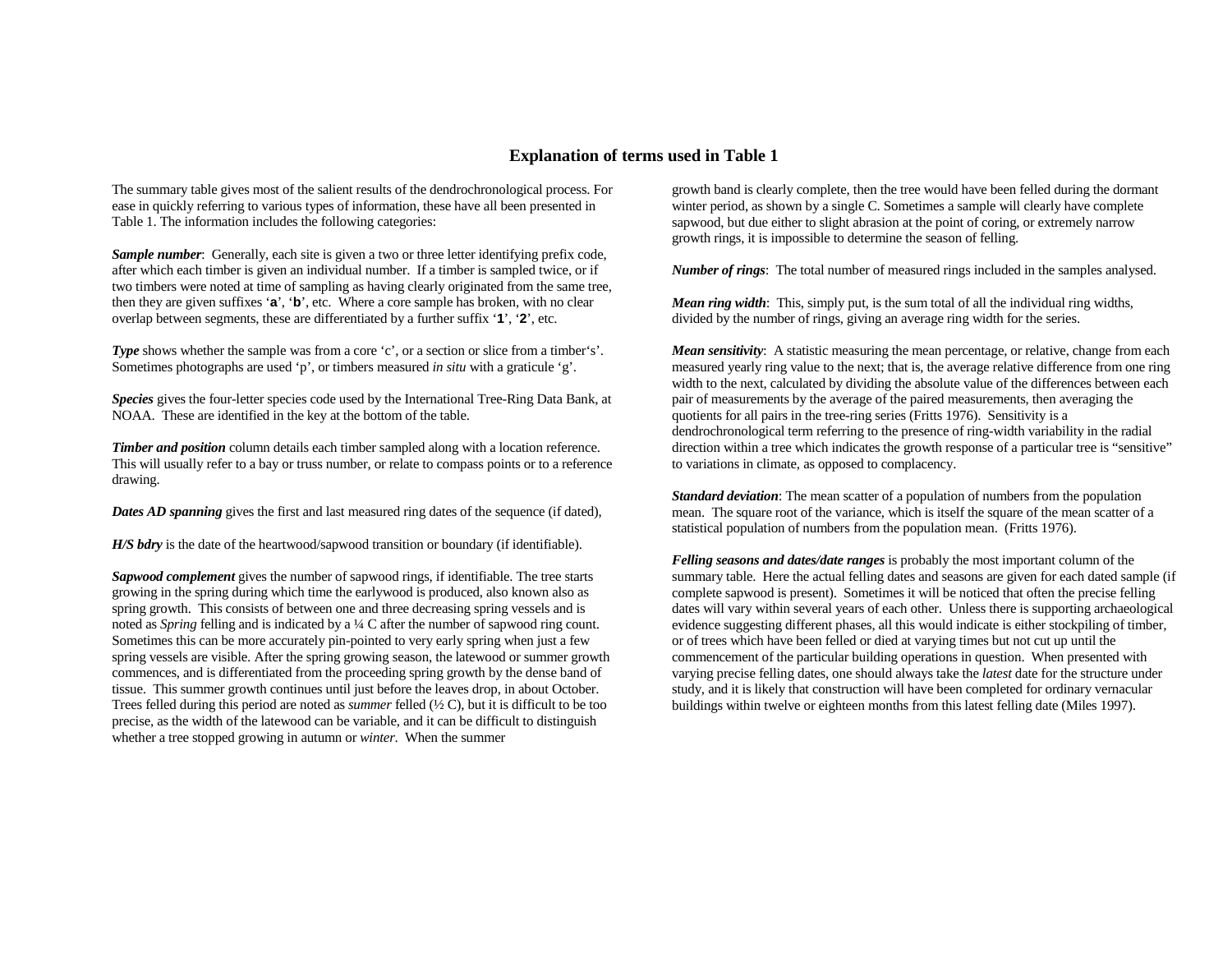## Explanation of terms used in Table 1

The summary table gives most of the salient results of the dendrochronological process. For ease in quickly referring to various types of information, these have all been presented in Table 1. The information includes the following categories:

***Sample number***: Generally, each site is given a two or three letter identifying prefix code, after which each timber is given an individual number. If a timber is sampled twice, or if two timbers were noted at time of sampling as having clearly originated from the same tree, then they are given suffixes '**a**', '**b**', etc. Where a core sample has broken, with no clear overlap between segments, these are differentiated by a further suffix '**1**', '**2**', etc.

***Type*** shows whether the sample was from a core 'c', or a section or slice from a timber's'. Sometimes photographs are used 'p', or timbers measured *in situ* with a graticule 'g'.

***Species*** gives the four-letter species code used by the International Tree-Ring Data Bank, at NOAA. These are identified in the key at the bottom of the table.

***Timber and position*** column details each timber sampled along with a location reference. This will usually refer to a bay or truss number, or relate to compass points or to a reference drawing.

***Dates AD spanning*** gives the first and last measured ring dates of the sequence (if dated),

***H/S bdry*** is the date of the heartwood/sapwood transition or boundary (if identifiable).

***Sapwood complement*** gives the number of sapwood rings, if identifiable. The tree starts growing in the spring during which time the earlywood is produced, also known also as spring growth. This consists of between one and three decreasing spring vessels and is noted as *Spring* felling and is indicated by a ¼ C after the number of sapwood ring count. Sometimes this can be more accurately pin-pointed to very early spring when just a few spring vessels are visible. After the spring growing season, the latewood or summer growth commences, and is differentiated from the proceeding spring growth by the dense band of tissue. This summer growth continues until just before the leaves drop, in about October. Trees felled during this period are noted as *summer* felled (½ C), but it is difficult to be too precise, as the width of the latewood can be variable, and it can be difficult to distinguish whether a tree stopped growing in autumn or *winter*. When the summer growth band is clearly complete, then the tree would have been felled during the dormant winter period, as shown by a single C. Sometimes a sample will clearly have complete sapwood, but due either to slight abrasion at the point of coring, or extremely narrow growth rings, it is impossible to determine the season of felling.

***Number of rings***: The total number of measured rings included in the samples analysed.

***Mean ring width***: This, simply put, is the sum total of all the individual ring widths, divided by the number of rings, giving an average ring width for the series.

***Mean sensitivity***: A statistic measuring the mean percentage, or relative, change from each measured yearly ring value to the next; that is, the average relative difference from one ring width to the next, calculated by dividing the absolute value of the differences between each pair of measurements by the average of the paired measurements, then averaging the quotients for all pairs in the tree-ring series (Fritts 1976). Sensitivity is a dendrochronological term referring to the presence of ring-width variability in the radial direction within a tree which indicates the growth response of a particular tree is "sensitive" to variations in climate, as opposed to complacency.

***Standard deviation***: The mean scatter of a population of numbers from the population mean. The square root of the variance, which is itself the square of the mean scatter of a statistical population of numbers from the population mean. (Fritts 1976).

***Felling seasons and dates/date ranges*** is probably the most important column of the summary table. Here the actual felling dates and seasons are given for each dated sample (if complete sapwood is present). Sometimes it will be noticed that often the precise felling dates will vary within several years of each other. Unless there is supporting archaeological evidence suggesting different phases, all this would indicate is either stockpiling of timber, or of trees which have been felled or died at varying times but not cut up until the commencement of the particular building operations in question. When presented with varying precise felling dates, one should always take the *latest* date for the structure under study, and it is likely that construction will have been completed for ordinary vernacular buildings within twelve or eighteen months from this latest felling date (Miles 1997).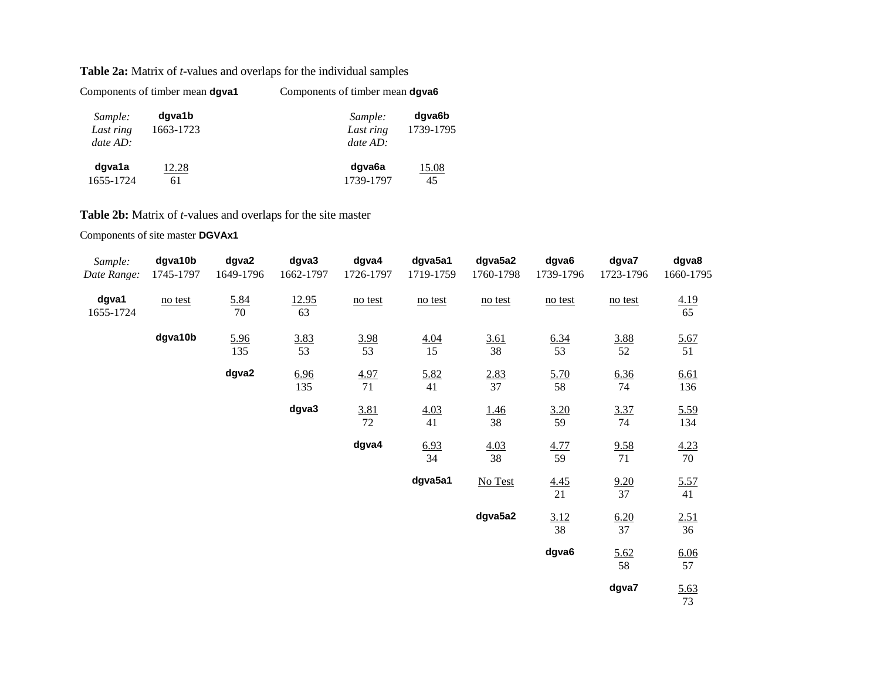**Table 2a:** Matrix of *t*-values and overlaps for the individual samples

Components of timber mean **dgva1**

| *Sample: Last ring date AD:* | **dgva1b** 1663-1723 |
|---|---|
| **dgva1a** 1655-1724 | 12.28 / 61 |

Components of timber mean **dgva6**

| *Sample: Last ring date AD:* | **dgva6b** 1739-1795 |
|---|---|
| **dgva6a** 1739-1797 | 15.08 / 45 |

**Table 2b:** Matrix of *t*-values and overlaps for the site master

Components of site master **DGVAx1**

| *Sample: Date Range:* | **dgva10b** 1745-1797 | **dgva2** 1649-1796 | **dgva3** 1662-1797 | **dgva4** 1726-1797 | **dgva5a1** 1719-1759 | **dgva5a2** 1760-1798 | **dgva6** 1739-1796 | **dgva7** 1723-1796 | **dgva8** 1660-1795 |
|---|---|---|---|---|---|---|---|---|---|
| **dgva1** 1655-1724 | no test | 5.84 / 70 | 12.95 / 63 | no test | no test | no test | no test | no test | 4.19 / 65 |
| | **dgva10b** | 5.96 / 135 | 3.83 / 53 | 3.98 / 53 | 4.04 / 15 | 3.61 / 38 | 6.34 / 53 | 3.88 / 52 | 5.67 / 51 |
| | | **dgva2** | 6.96 / 135 | 4.97 / 71 | 5.82 / 41 | 2.83 / 37 | 5.70 / 58 | 6.36 / 74 | 6.61 / 136 |
| | | | **dgva3** | 3.81 / 72 | 4.03 / 41 | 1.46 / 38 | 3.20 / 59 | 3.37 / 74 | 5.59 / 134 |
| | | | | **dgva4** | 6.93 / 34 | 4.03 / 38 | 4.77 / 59 | 9.58 / 71 | 4.23 / 70 |
| | | | | | **dgva5a1** | No Test | 4.45 / 21 | 9.20 / 37 | 5.57 / 41 |
| | | | | | | **dgva5a2** | 3.12 / 38 | 6.20 / 37 | 2.51 / 36 |
| | | | | | | | **dgva6** | 5.62 / 58 | 6.06 / 57 |
| | | | | | | | | **dgva7** | 5.63 / 73 |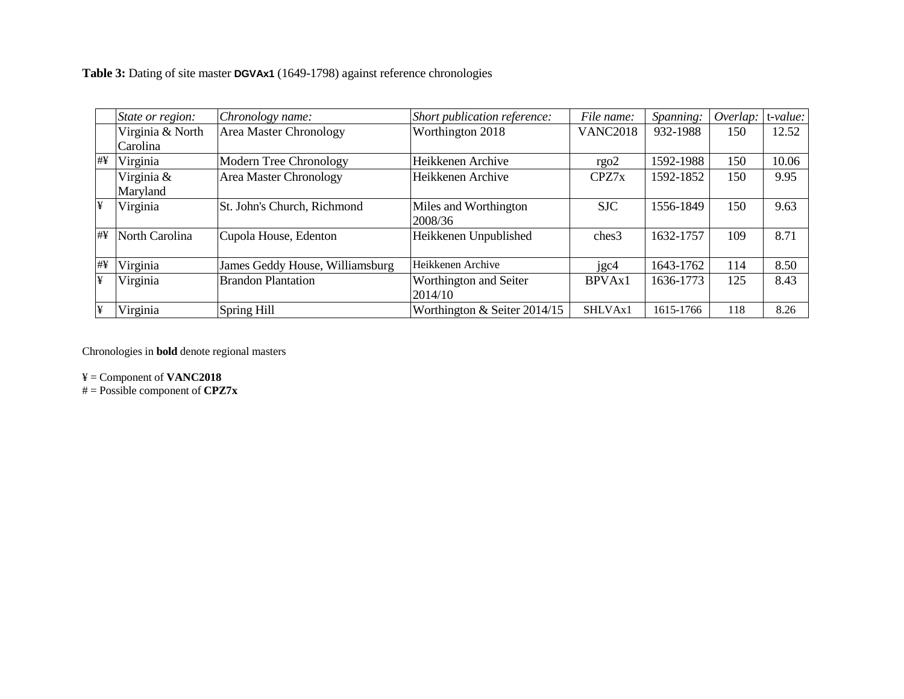**Table 3:** Dating of site master **DGVAx1** (1649-1798) against reference chronologies

| | *State or region:* | *Chronology name:* | *Short publication reference:* | *File name:* | *Spanning:* | *Overlap:* | t-*value:* |
|---|---|---|---|---|---|---|---|
| | Virginia & North Carolina | Area Master Chronology | Worthington 2018 | VANC2018 | 932-1988 | 150 | 12.52 |
| #¥ | Virginia | Modern Tree Chronology | Heikkenen Archive | rgo2 | 1592-1988 | 150 | 10.06 |
| | Virginia & Maryland | Area Master Chronology | Heikkenen Archive | CPZ7x | 1592-1852 | 150 | 9.95 |
| ¥ | Virginia | St. John's Church, Richmond | Miles and Worthington 2008/36 | SJC | 1556-1849 | 150 | 9.63 |
| #¥ | North Carolina | Cupola House, Edenton | Heikkenen Unpublished | ches3 | 1632-1757 | 109 | 8.71 |
| #¥ | Virginia | James Geddy House, Williamsburg | Heikkenen Archive | jgc4 | 1643-1762 | 114 | 8.50 |
| ¥ | Virginia | Brandon Plantation | Worthington and Seiter 2014/10 | BPVAx1 | 1636-1773 | 125 | 8.43 |
| ¥ | Virginia | Spring Hill | Worthington & Seiter 2014/15 | SHLVAx1 | 1615-1766 | 118 | 8.26 |

Chronologies in **bold** denote regional masters

¥ = Component of **VANC2018**
# = Possible component of **CPZ7x**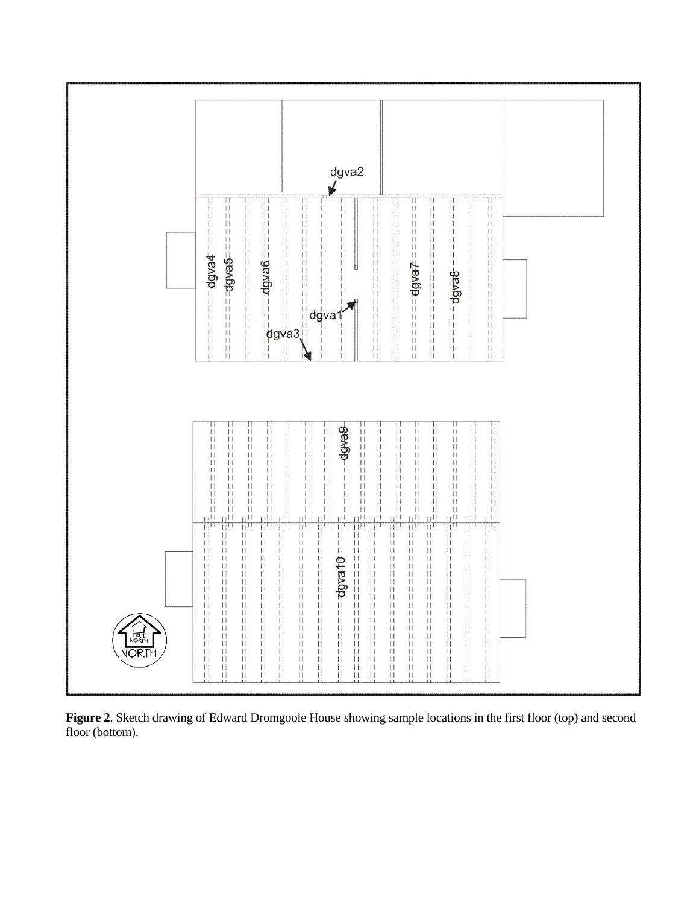**Figure 2**. Sketch drawing of Edward Dromgoole House showing sample locations in the first floor (top) and second floor (bottom).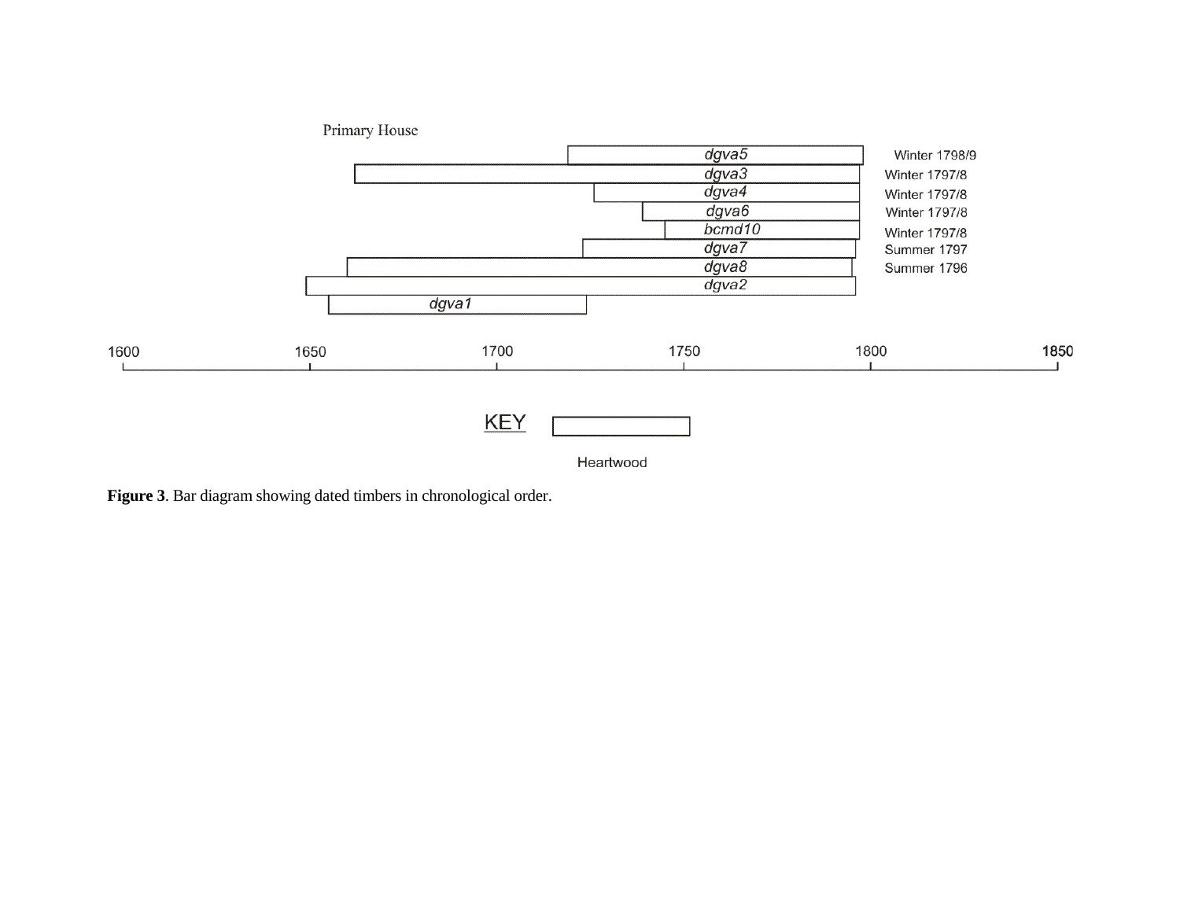Primary House

dgva5 Winter 1798/9

dgva3 Winter 1797/8

dgva4 Winter 1797/8

dgva6 Winter 1797/8

bcmd10 Winter 1797/8

dgva7 Summer 1797

dgva8 Summer 1796

dgva2

dgva1

1600 1650 1700 1750 1800 1850

KEY

Heartwood

**Figure 3**. Bar diagram showing dated timbers in chronological order.